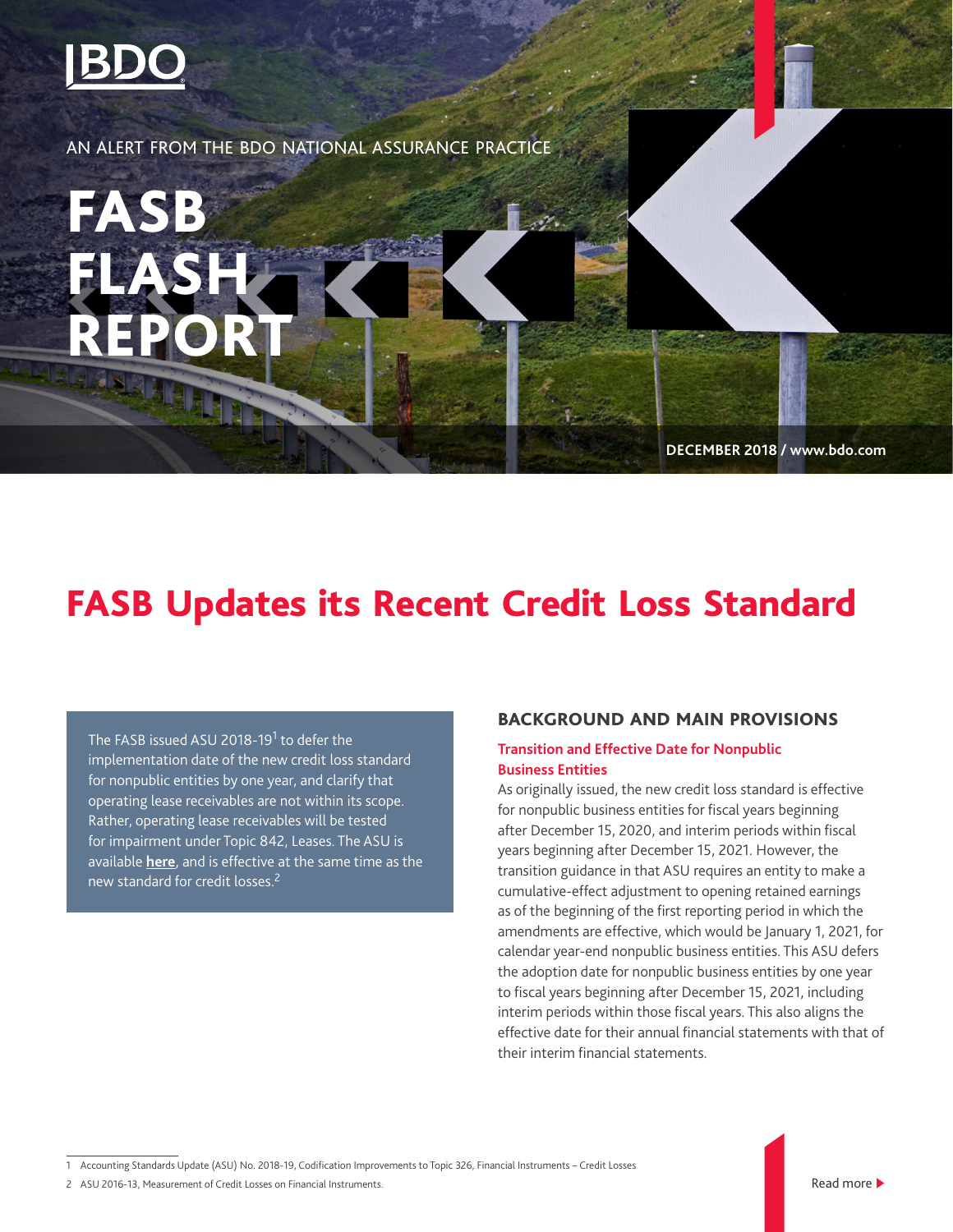BDO

AN ALERT FROM THE BDO NATIONAL ASSURANCE PRACTICE

# FASB FLASH REPORT

DECEMBER 2018 / www.bdo.com

# FASB Updates its Recent Credit Loss Standard

The FASB issued ASU 2018-19[1] to defer the implementation date of the new credit loss standard for nonpublic entities by one year, and clarify that operating lease receivables are not within its scope. Rather, operating lease receivables will be tested for impairment under Topic 842, Leases. The ASU is available **here**, and is effective at the same time as the new standard for credit losses.[2]

## BACKGROUND AND MAIN PROVISIONS

### Transition and Effective Date for Nonpublic Business Entities

As originally issued, the new credit loss standard is effective for nonpublic business entities for fiscal years beginning after December 15, 2020, and interim periods within fiscal years beginning after December 15, 2021. However, the transition guidance in that ASU requires an entity to make a cumulative-effect adjustment to opening retained earnings as of the beginning of the first reporting period in which the amendments are effective, which would be January 1, 2021, for calendar year-end nonpublic business entities. This ASU defers the adoption date for nonpublic business entities by one year to fiscal years beginning after December 15, 2021, including interim periods within those fiscal years. This also aligns the effective date for their annual financial statements with that of their interim financial statements.

1 Accounting Standards Update (ASU) No. 2018-19, Codification Improvements to Topic 326, Financial Instruments – Credit Losses

2 ASU 2016-13, Measurement of Credit Losses on Financial Instruments.

Read more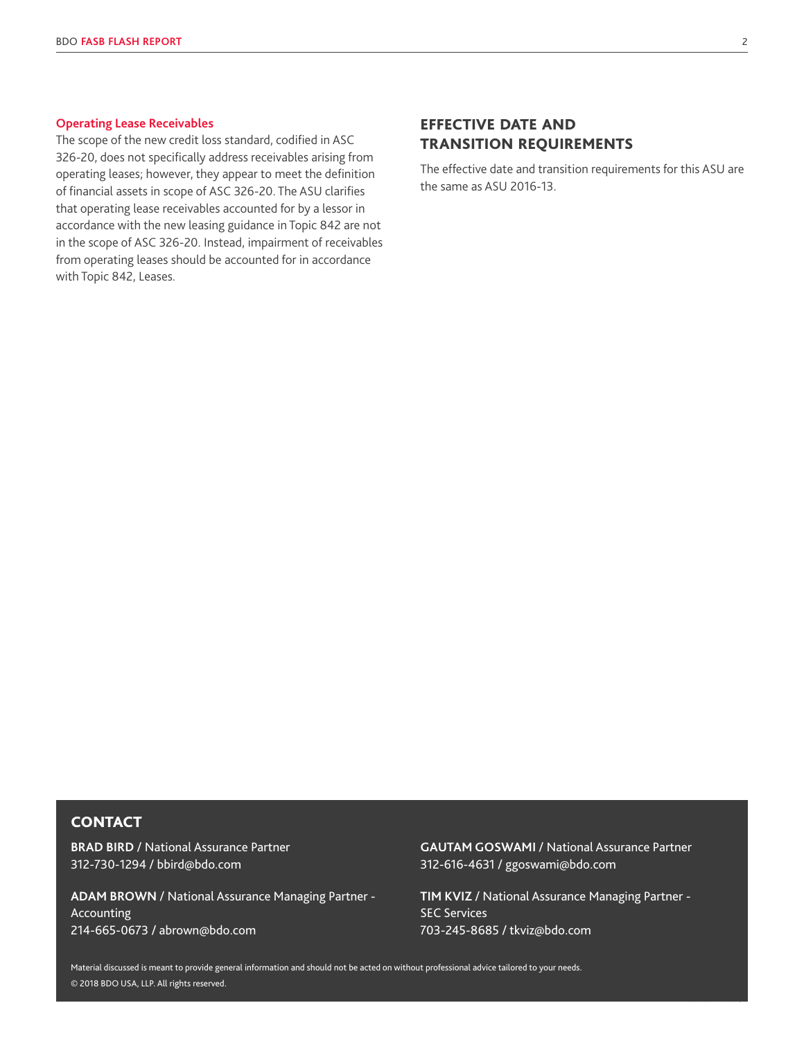### Operating Lease Receivables

The scope of the new credit loss standard, codified in ASC 326-20, does not specifically address receivables arising from operating leases; however, they appear to meet the definition of financial assets in scope of ASC 326-20. The ASU clarifies that operating lease receivables accounted for by a lessor in accordance with the new leasing guidance in Topic 842 are not in the scope of ASC 326-20. Instead, impairment of receivables from operating leases should be accounted for in accordance with Topic 842, Leases.

## EFFECTIVE DATE AND TRANSITION REQUIREMENTS

The effective date and transition requirements for this ASU are the same as ASU 2016-13.

## CONTACT

**BRAD BIRD** / National Assurance Partner
312-730-1294 / bbird@bdo.com

**ADAM BROWN** / National Assurance Managing Partner - Accounting
214-665-0673 / abrown@bdo.com

**GAUTAM GOSWAMI** / National Assurance Partner
312-616-4631 / ggoswami@bdo.com

**TIM KVIZ** / National Assurance Managing Partner - SEC Services
703-245-8685 / tkviz@bdo.com

Material discussed is meant to provide general information and should not be acted on without professional advice tailored to your needs.
© 2018 BDO USA, LLP. All rights reserved.